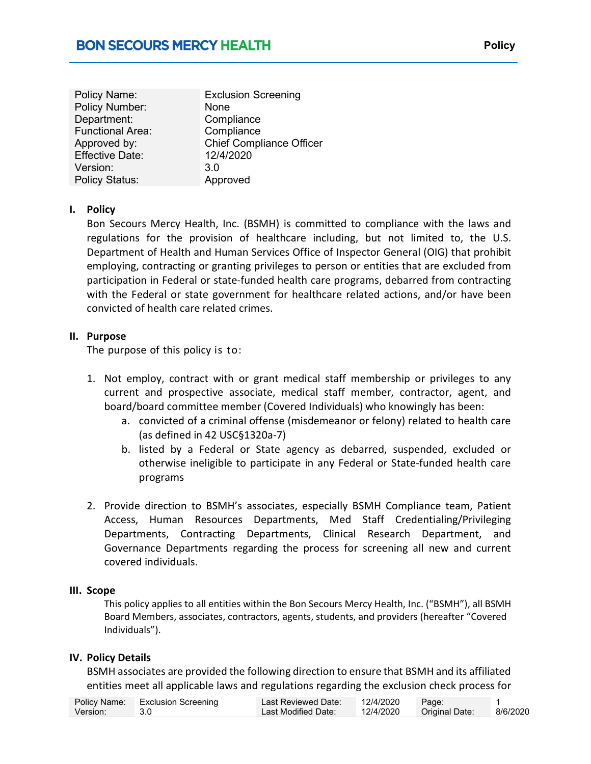| Policy Name: | Exclusion Screening |
|---|---|
| Policy Number: | None |
| Department: | Compliance |
| Functional Area: | Compliance |
| Approved by: | Chief Compliance Officer |
| Effective Date: | 12/4/2020 |
| Version: | 3.0 |
| Policy Status: | Approved |

## I. Policy

Bon Secours Mercy Health, Inc. (BSMH) is committed to compliance with the laws and regulations for the provision of healthcare including, but not limited to, the U.S. Department of Health and Human Services Office of Inspector General (OIG) that prohibit employing, contracting or granting privileges to person or entities that are excluded from participation in Federal or state-funded health care programs, debarred from contracting with the Federal or state government for healthcare related actions, and/or have been convicted of health care related crimes.

## II. Purpose

The purpose of this policy is to:

1. Not employ, contract with or grant medical staff membership or privileges to any current and prospective associate, medical staff member, contractor, agent, and board/board committee member (Covered Individuals) who knowingly has been:
   a. convicted of a criminal offense (misdemeanor or felony) related to health care (as defined in 42 USC§1320a-7)
   b. listed by a Federal or State agency as debarred, suspended, excluded or otherwise ineligible to participate in any Federal or State-funded health care programs

2. Provide direction to BSMH's associates, especially BSMH Compliance team, Patient Access, Human Resources Departments, Med Staff Credentialing/Privileging Departments, Contracting Departments, Clinical Research Department, and Governance Departments regarding the process for screening all new and current covered individuals.

## III. Scope

This policy applies to all entities within the Bon Secours Mercy Health, Inc. ("BSMH"), all BSMH Board Members, associates, contractors, agents, students, and providers (hereafter "Covered Individuals").

## IV. Policy Details

BSMH associates are provided the following direction to ensure that BSMH and its affiliated entities meet all applicable laws and regulations regarding the exclusion check process for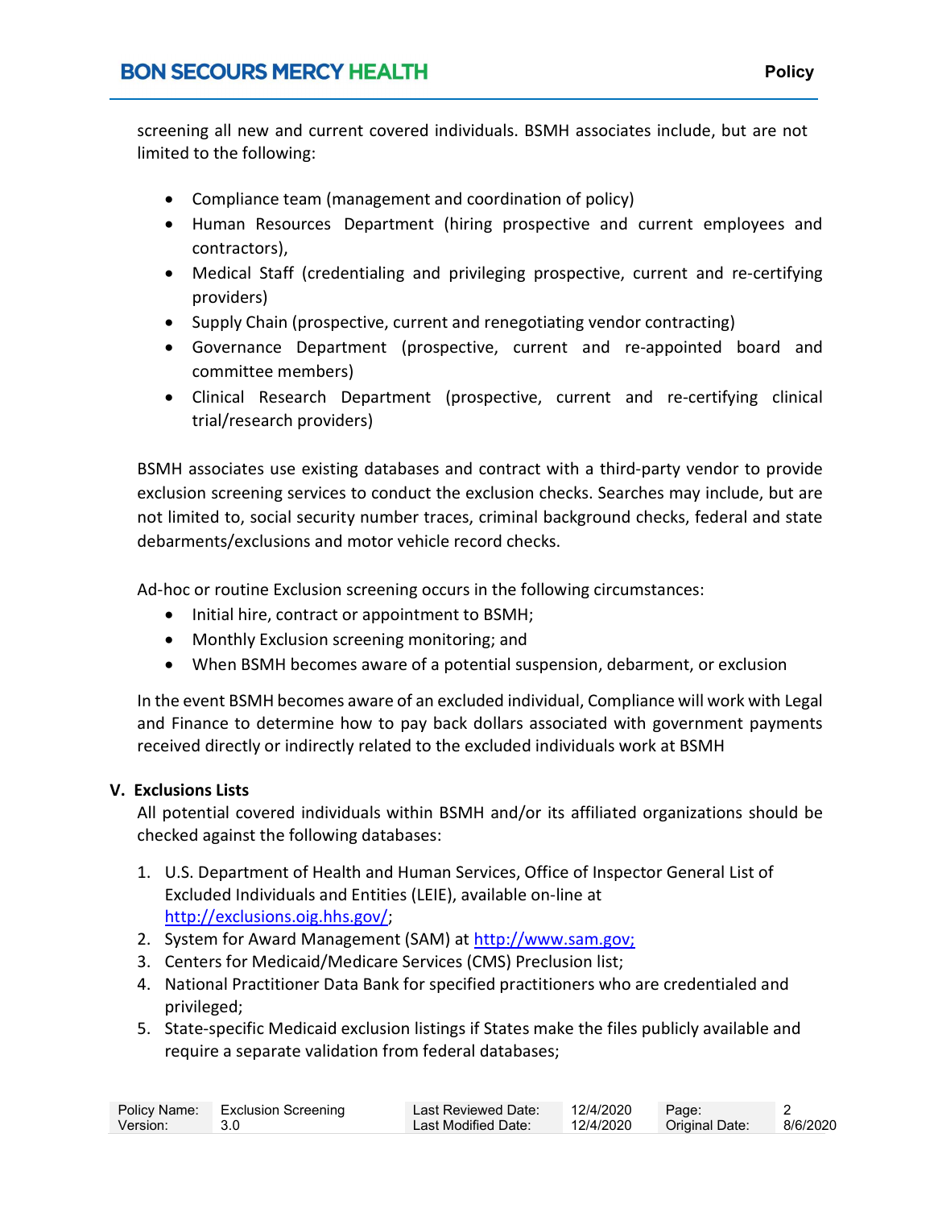screening all new and current covered individuals. BSMH associates include, but are not limited to the following:

- Compliance team (management and coordination of policy)
- Human Resources Department (hiring prospective and current employees and contractors),
- Medical Staff (credentialing and privileging prospective, current and re-certifying providers)
- Supply Chain (prospective, current and renegotiating vendor contracting)
- Governance Department (prospective, current and re-appointed board and committee members)
- Clinical Research Department (prospective, current and re-certifying clinical trial/research providers)

BSMH associates use existing databases and contract with a third-party vendor to provide exclusion screening services to conduct the exclusion checks. Searches may include, but are not limited to, social security number traces, criminal background checks, federal and state debarments/exclusions and motor vehicle record checks.

Ad-hoc or routine Exclusion screening occurs in the following circumstances:

- Initial hire, contract or appointment to BSMH;
- Monthly Exclusion screening monitoring; and
- When BSMH becomes aware of a potential suspension, debarment, or exclusion

In the event BSMH becomes aware of an excluded individual, Compliance will work with Legal and Finance to determine how to pay back dollars associated with government payments received directly or indirectly related to the excluded individuals work at BSMH

## V. Exclusions Lists

All potential covered individuals within BSMH and/or its affiliated organizations should be checked against the following databases:

1. U.S. Department of Health and Human Services, Office of Inspector General List of Excluded Individuals and Entities (LEIE), available on-line at [http://exclusions.oig.hhs.gov/](http://exclusions.oig.hhs.gov/);
2. System for Award Management (SAM) at [http://www.sam.gov;](http://www.sam.gov)
3. Centers for Medicaid/Medicare Services (CMS) Preclusion list;
4. National Practitioner Data Bank for specified practitioners who are credentialed and privileged;
5. State-specific Medicaid exclusion listings if States make the files publicly available and require a separate validation from federal databases;

| Policy Name: | Exclusion Screening | Last Reviewed Date: | 12/4/2020 | Page: | 2 |
|---|---|---|---|---|---|
| Version: | 3.0 | Last Modified Date: | 12/4/2020 | Original Date: | 8/6/2020 |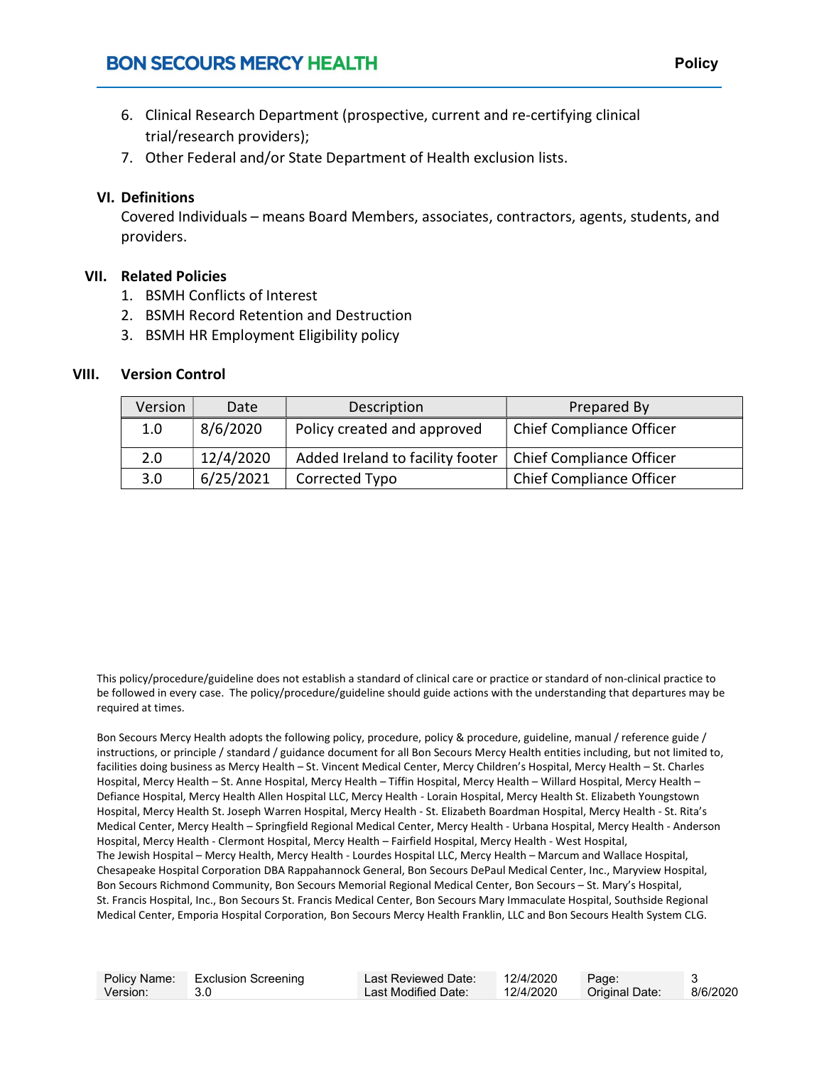6. Clinical Research Department (prospective, current and re-certifying clinical trial/research providers);
7. Other Federal and/or State Department of Health exclusion lists.

## VI. Definitions

Covered Individuals – means Board Members, associates, contractors, agents, students, and providers.

## VII. Related Policies

1. BSMH Conflicts of Interest
2. BSMH Record Retention and Destruction
3. BSMH HR Employment Eligibility policy

## VIII. Version Control

| Version | Date | Description | Prepared By |
|---|---|---|---|
| 1.0 | 8/6/2020 | Policy created and approved | Chief Compliance Officer |
| 2.0 | 12/4/2020 | Added Ireland to facility footer | Chief Compliance Officer |
| 3.0 | 6/25/2021 | Corrected Typo | Chief Compliance Officer |

This policy/procedure/guideline does not establish a standard of clinical care or practice or standard of non-clinical practice to be followed in every case. The policy/procedure/guideline should guide actions with the understanding that departures may be required at times.

Bon Secours Mercy Health adopts the following policy, procedure, policy & procedure, guideline, manual / reference guide / instructions, or principle / standard / guidance document for all Bon Secours Mercy Health entities including, but not limited to, facilities doing business as Mercy Health – St. Vincent Medical Center, Mercy Children's Hospital, Mercy Health – St. Charles Hospital, Mercy Health – St. Anne Hospital, Mercy Health – Tiffin Hospital, Mercy Health – Willard Hospital, Mercy Health – Defiance Hospital, Mercy Health Allen Hospital LLC, Mercy Health - Lorain Hospital, Mercy Health St. Elizabeth Youngstown Hospital, Mercy Health St. Joseph Warren Hospital, Mercy Health - St. Elizabeth Boardman Hospital, Mercy Health - St. Rita's Medical Center, Mercy Health – Springfield Regional Medical Center, Mercy Health - Urbana Hospital, Mercy Health - Anderson Hospital, Mercy Health - Clermont Hospital, Mercy Health – Fairfield Hospital, Mercy Health - West Hospital, The Jewish Hospital – Mercy Health, Mercy Health - Lourdes Hospital LLC, Mercy Health – Marcum and Wallace Hospital, Chesapeake Hospital Corporation DBA Rappahannock General, Bon Secours DePaul Medical Center, Inc., Maryview Hospital, Bon Secours Richmond Community, Bon Secours Memorial Regional Medical Center, Bon Secours – St. Mary's Hospital, St. Francis Hospital, Inc., Bon Secours St. Francis Medical Center, Bon Secours Mary Immaculate Hospital, Southside Regional Medical Center, Emporia Hospital Corporation, Bon Secours Mercy Health Franklin, LLC and Bon Secours Health System CLG.